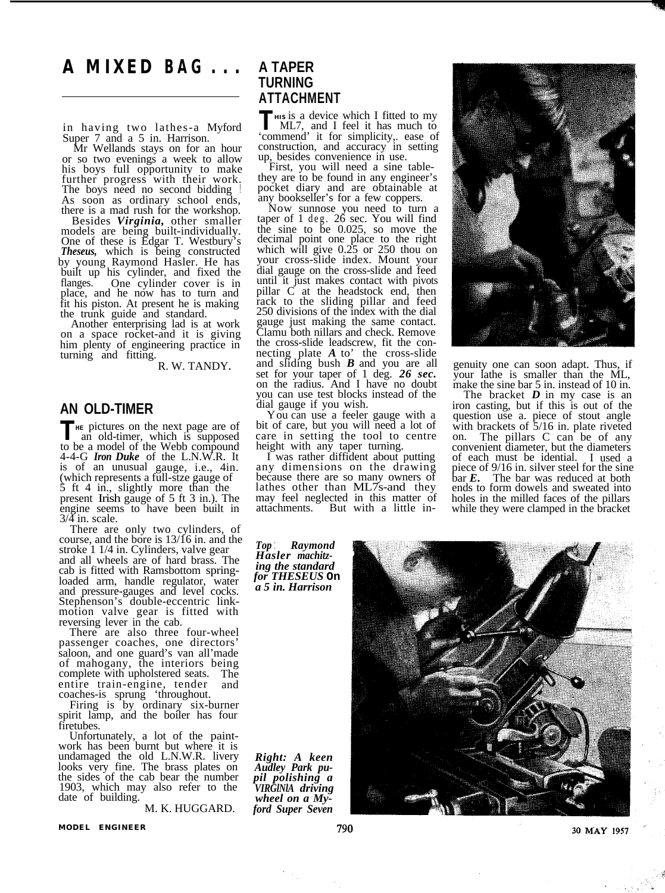# A MIXED BAG . . .

in having two lathes-a Myford Super 7 and a 5 in. Harrison.

Mr Wellands stays on for an hour or so two evenings a week to allow his boys full opportunity to make further progress with their work. The boys need no second bidding ! As soon as ordinary school ends, there is a mad rush for the workshop.

Besides ***Virginia,*** other smaller models are being built-individually. One of these is Edgar T. Westbury's ***Theseus,*** which is being constructed by young Raymond Hasler. He has built up his cylinder, and fixed the flanges. One cylinder cover is in place, and he now has to turn and fit his piston. At present he is making the trunk guide and standard.

Another enterprising lad is at work on a space rocket-and it is giving him plenty of engineering practice in turning and fitting.

R. W. TANDY.

## AN OLD-TIMER

THE pictures on the next page are of an old-timer, which is supposed to be a model of the Webb compound 4-4-G ***Iron Duke*** of the L.N.W.R. It is of an unusual gauge, i.e., 4in. (which represents a full-stze gauge of 5 ft 4 in., slightly more than the present Irish gauge of 5 ft 3 in.). The engine seems to have been built in 3/4 in. scale.

There are only two cylinders, of course, and the bore is 13/16 in. and the stroke 1 1/4 in. Cylinders, valve gear and all wheels are of hard brass. The cab is fitted with Ramsbottom spring-loaded arm, handle regulator, water and pressure-gauges and level cocks. Stephenson's double-eccentric link-motion valve gear is fitted with reversing lever in the cab.

There are also three four-wheel passenger coaches, one directors' saloon, and one guard's van all'made of mahogany, the interiors being complete with upholstered seats. The entire train-engine, tender and coaches-is sprung 'throughout.

Firing is by ordinary six-burner spirit lamp, and the boiler has four firetubes.

Unfortunately, a lot of the paint-work has been burnt but where it is undamaged the old L.N.W.R. livery looks very fine. The brass plates on the sides of the cab bear the number 1903, which may also refer to the date of building.

M. K. HUGGARD.

## A TAPER TURNING ATTACHMENT

THIS is a device which I fitted to my ML7, and I feel it has much to 'commend' it for simplicity,. ease of construction, and accuracy in setting up, besides convenience in use.

First, you will need a sine table-they are to be found in any engineer's pocket diary and are obtainable at any bookseller's for a few coppers.

Now sunnose you need to turn a taper of 1 deg. 26 sec. You will find the sine to be 0.025, so move the decimal point one place to the right which will give 0.25 or 250 thou on your cross-slide index. Mount your dial gauge on the cross-slide and feed until it just makes contact with pivots pillar C at the headstock end, then rack to the sliding pillar and feed 250 divisions of the index with the dial gauge just making the same contact. Clamu both nillars and check. Remove the cross-slide leadscrew, fit the con-necting plate ***A*** to' the cross-slide and sliding bush ***B*** and you are all set for your taper of 1 deg. ***26 sec.*** on the radius. And I have no doubt you can use test blocks instead of the dial gauge if you wish.

You can use a feeler gauge with a bit of care, but you will need a lot of care in setting the tool to centre height with any taper turning.

I was rather diffident about putting any dimensions on the drawing because there are so many owners of lathes other than ML7s-and they may feel neglected in this matter of attachments. But with a little ingenuity one can soon adapt. Thus, if your lathe is smaller than the ML, make the sine bar 5 in. instead of 10 in.

The bracket ***D*** in my case is an iron casting, but if this is out of the question use a. piece of stout angle with brackets of 5/16 in. plate riveted on. The pillars C can be of any convenient diameter, but the diameters of each must be idential. I used a piece of 9/16 in. silver steel for the sine bar ***E.*** The bar was reduced at both ends to form dowels and sweated into holes in the milled faces of the pillars while they were clamped in the bracket

***Top: Raymond Hasler machining the standard for THESEUS on a 5 in. Harrison***

***Right: A keen Audley Park pupil polishing a VIRGINIA driving wheel on a Myford Super Seven***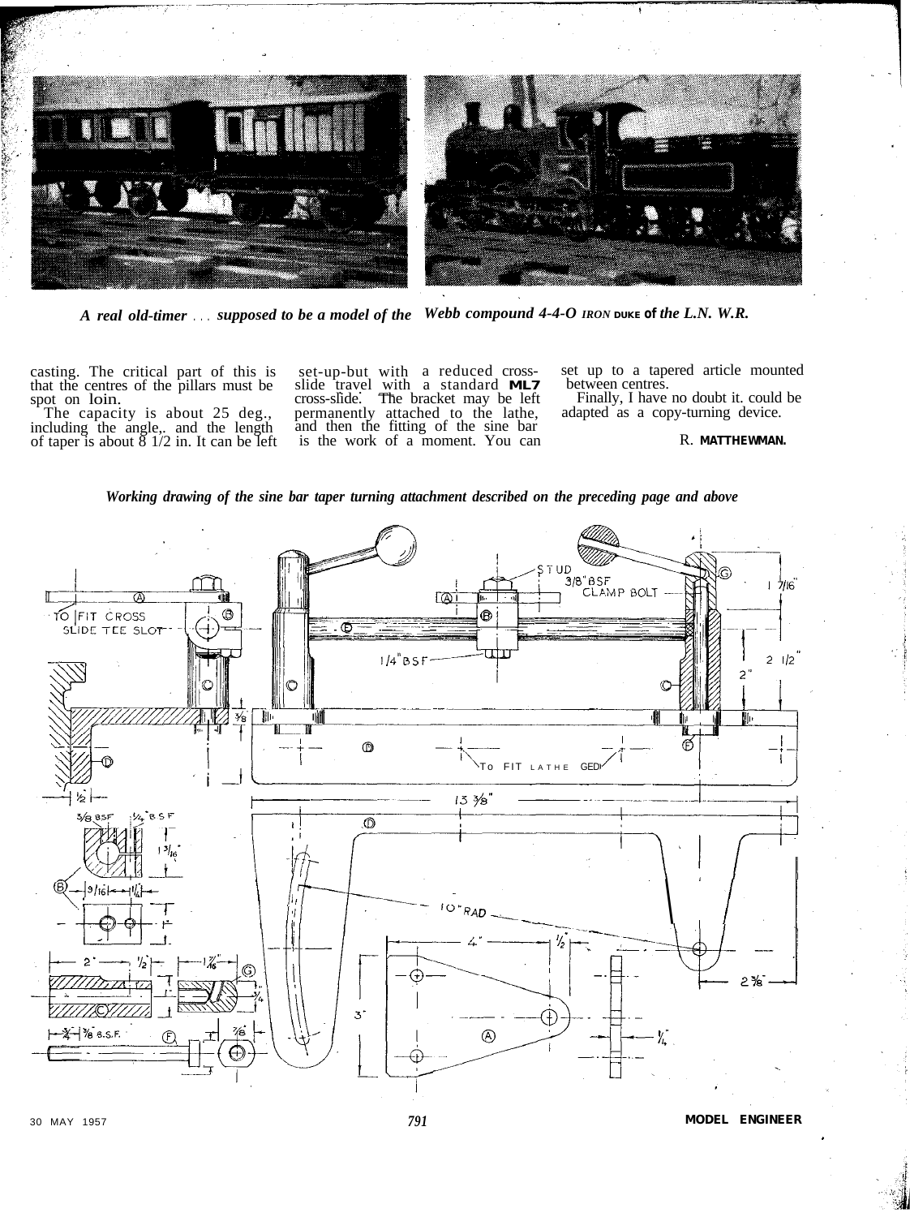*A real old-timer . . . supposed to be a model of the Webb compound 4-4-0 IRON DUKE of the L.N. W.R.*

casting. The critical part of this is that the centres of the pillars must be spot on loin.

The capacity is about 25 deg., including the angle, and the length of taper is about 8 1/2 in. It can be left set-up-but with a reduced cross-slide travel with a standard ML7 cross-slide. The bracket may be left permanently attached to the lathe, and then the fitting of the sine bar is the work of a moment. You can set up to a tapered article mounted between centres.

Finally, I have no doubt it could be adapted as a copy-turning device.

R. MATTHEWMAN.

*Working drawing of the sine bar taper turning attachment described on the preceding page and above*

A
B
TO FIT CROSS SLIDE TEE SLOT
C
D
STUD
3/8" BSF CLAMP BOLT
G
1/4" BSF
E
F
1 7/16"
2 1/2"
2"
3/8
1/2
TO FIT LATHE BED
13 3/8"
3/8 BSF
1/4" BSF
1 3/16"
9/16
1 1/4
10" RAD
4"
1/2
3"
2 3/8"
1/4
2"
1/2
1 7/16"
3/4
3/4
3/8 B.S.F.
7/8